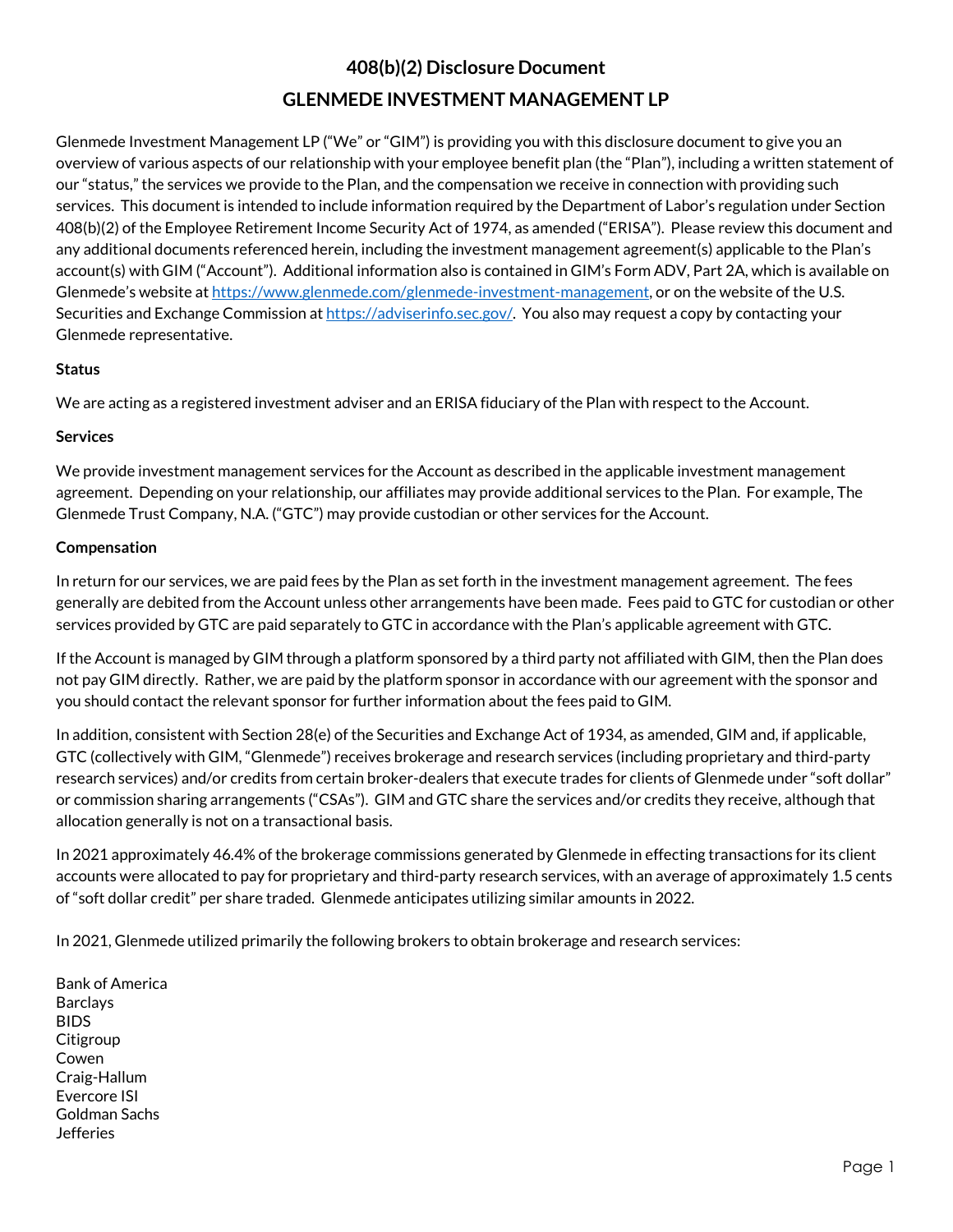# 408(b)(2) Disclosure Document

## GLENMEDE INVESTMENT MANAGEMENT LP

Glenmede Investment Management LP ("We" or "GIM") is providing you with this disclosure document to give you an overview of various aspects of our relationship with your employee benefit plan (the "Plan"), including a written statement of our "status," the services we provide to the Plan, and the compensation we receive in connection with providing such services. This document is intended to include information required by the Department of Labor's regulation under Section 408(b)(2) of the Employee Retirement Income Security Act of 1974, as amended ("ERISA"). Please review this document and any additional documents referenced herein, including the investment management agreement(s) applicable to the Plan's account(s) with GIM ("Account"). Additional information also is contained in GIM's Form ADV, Part 2A, which is available on Glenmede's website at https://www.glenmede.com/glenmede-investment-management, or on the website of the U.S. Securities and Exchange Commission at https://adviserinfo.sec.gov/. You also may request a copy by contacting your Glenmede representative.

**Status**

We are acting as a registered investment adviser and an ERISA fiduciary of the Plan with respect to the Account.

**Services**

We provide investment management services for the Account as described in the applicable investment management agreement. Depending on your relationship, our affiliates may provide additional services to the Plan. For example, The Glenmede Trust Company, N.A. ("GTC") may provide custodian or other services for the Account.

**Compensation**

In return for our services, we are paid fees by the Plan as set forth in the investment management agreement. The fees generally are debited from the Account unless other arrangements have been made. Fees paid to GTC for custodian or other services provided by GTC are paid separately to GTC in accordance with the Plan's applicable agreement with GTC.

If the Account is managed by GIM through a platform sponsored by a third party not affiliated with GIM, then the Plan does not pay GIM directly. Rather, we are paid by the platform sponsor in accordance with our agreement with the sponsor and you should contact the relevant sponsor for further information about the fees paid to GIM.

In addition, consistent with Section 28(e) of the Securities and Exchange Act of 1934, as amended, GIM and, if applicable, GTC (collectively with GIM, "Glenmede") receives brokerage and research services (including proprietary and third-party research services) and/or credits from certain broker-dealers that execute trades for clients of Glenmede under "soft dollar" or commission sharing arrangements ("CSAs"). GIM and GTC share the services and/or credits they receive, although that allocation generally is not on a transactional basis.

In 2021 approximately 46.4% of the brokerage commissions generated by Glenmede in effecting transactions for its client accounts were allocated to pay for proprietary and third-party research services, with an average of approximately 1.5 cents of "soft dollar credit" per share traded. Glenmede anticipates utilizing similar amounts in 2022.

In 2021, Glenmede utilized primarily the following brokers to obtain brokerage and research services:

Bank of America
Barclays
BIDS
Citigroup
Cowen
Craig-Hallum
Evercore ISI
Goldman Sachs
Jefferies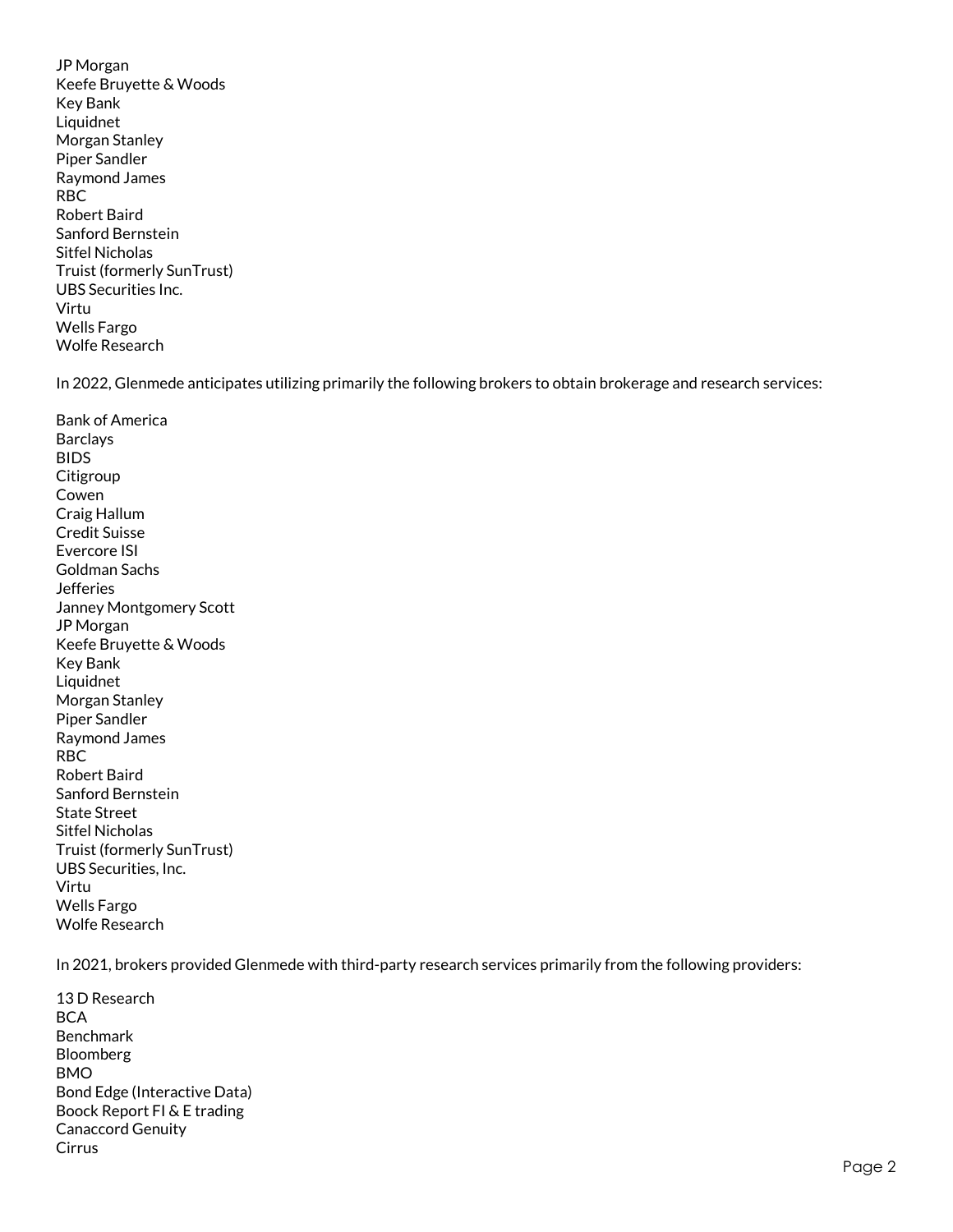JP Morgan
Keefe Bruyette & Woods
Key Bank
Liquidnet
Morgan Stanley
Piper Sandler
Raymond James
RBC
Robert Baird
Sanford Bernstein
Sitfel Nicholas
Truist (formerly SunTrust)
UBS Securities Inc.
Virtu
Wells Fargo
Wolfe Research

In 2022, Glenmede anticipates utilizing primarily the following brokers to obtain brokerage and research services:

Bank of America
Barclays
BIDS
Citigroup
Cowen
Craig Hallum
Credit Suisse
Evercore ISI
Goldman Sachs
Jefferies
Janney Montgomery Scott
JP Morgan
Keefe Bruyette & Woods
Key Bank
Liquidnet
Morgan Stanley
Piper Sandler
Raymond James
RBC
Robert Baird
Sanford Bernstein
State Street
Sitfel Nicholas
Truist (formerly SunTrust)
UBS Securities, Inc.
Virtu
Wells Fargo
Wolfe Research

In 2021, brokers provided Glenmede with third-party research services primarily from the following providers:

13 D Research
BCA
Benchmark
Bloomberg
BMO
Bond Edge (Interactive Data)
Boock Report FI & E trading
Canaccord Genuity
Cirrus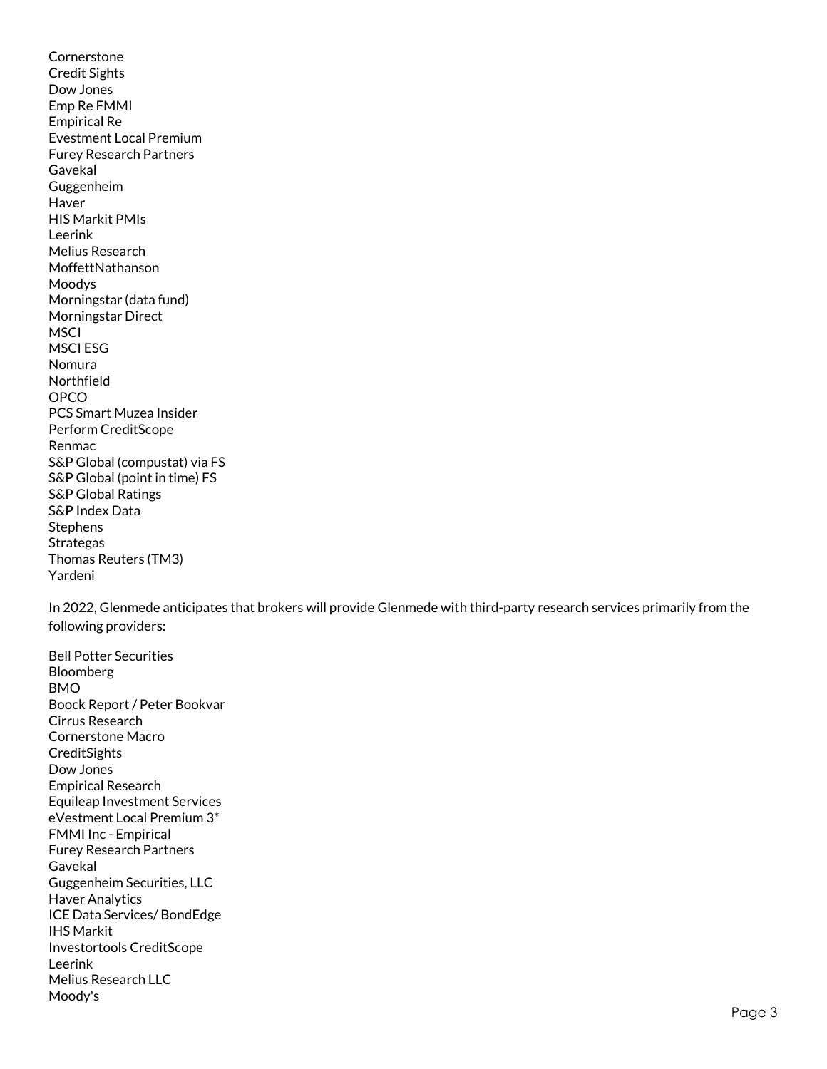Cornerstone
Credit Sights
Dow Jones
Emp Re FMMI
Empirical Re
Evestment Local Premium
Furey Research Partners
Gavekal
Guggenheim
Haver
HIS Markit PMIs
Leerink
Melius Research
MoffettNathanson
Moodys
Morningstar (data fund)
Morningstar Direct
MSCI
MSCI ESG
Nomura
Northfield
OPCO
PCS Smart Muzea Insider
Perform CreditScope
Renmac
S&P Global (compustat) via FS
S&P Global (point in time) FS
S&P Global Ratings
S&P Index Data
Stephens
Strategas
Thomas Reuters (TM3)
Yardeni

In 2022, Glenmede anticipates that brokers will provide Glenmede with third-party research services primarily from the following providers:

Bell Potter Securities
Bloomberg
BMO
Boock Report / Peter Bookvar
Cirrus Research
Cornerstone Macro
CreditSights
Dow Jones
Empirical Research
Equileap Investment Services
eVestment Local Premium 3*
FMMI Inc - Empirical
Furey Research Partners
Gavekal
Guggenheim Securities, LLC
Haver Analytics
ICE Data Services/ BondEdge
IHS Markit
Investortools CreditScope
Leerink
Melius Research LLC
Moody's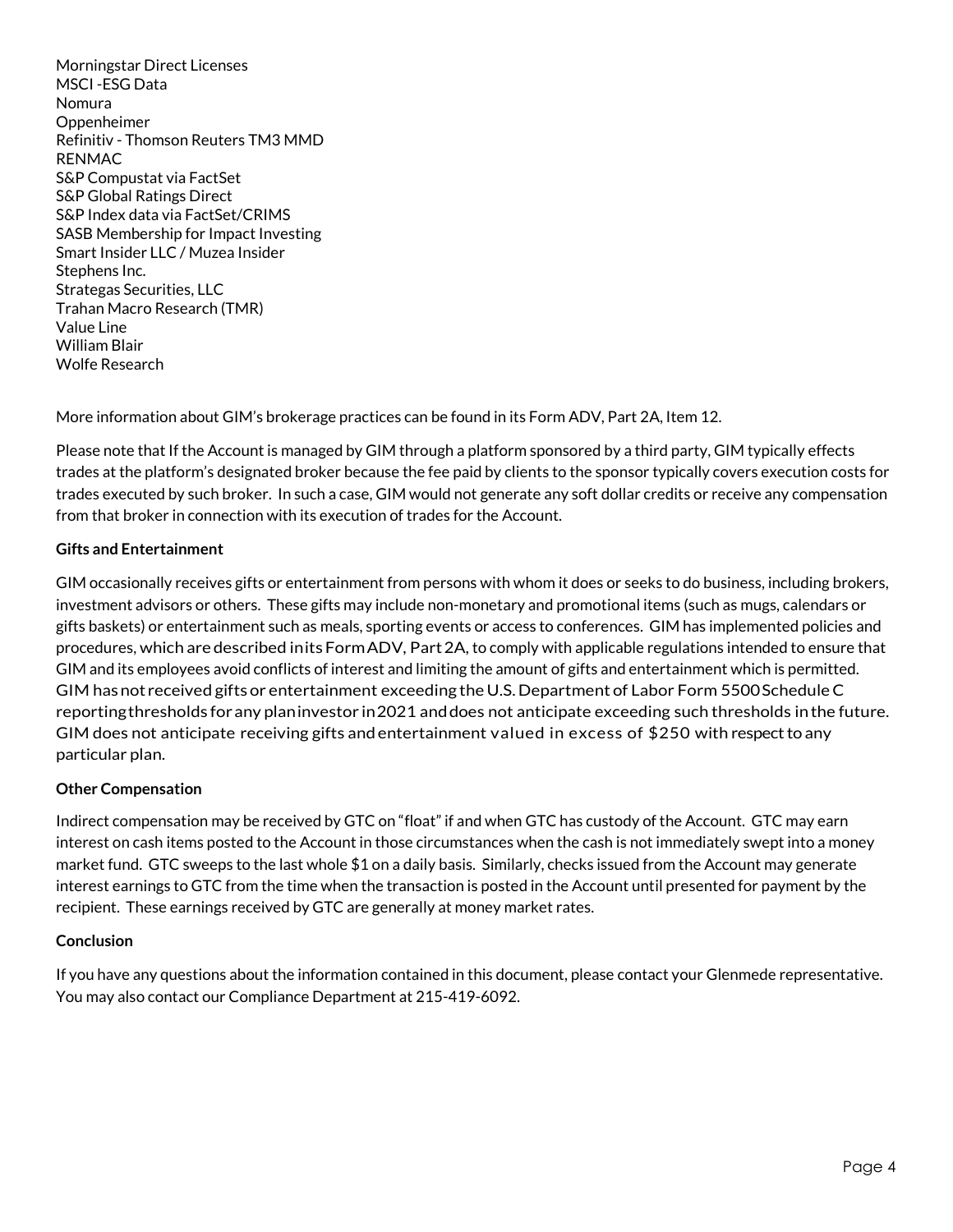Morningstar Direct Licenses
MSCI -ESG Data
Nomura
Oppenheimer
Refinitiv - Thomson Reuters TM3 MMD
RENMAC
S&P Compustat via FactSet
S&P Global Ratings Direct
S&P Index data via FactSet/CRIMS
SASB Membership for Impact Investing
Smart Insider LLC / Muzea Insider
Stephens Inc.
Strategas Securities, LLC
Trahan Macro Research (TMR)
Value Line
William Blair
Wolfe Research

More information about GIM's brokerage practices can be found in its Form ADV, Part 2A, Item 12.

Please note that If the Account is managed by GIM through a platform sponsored by a third party, GIM typically effects trades at the platform's designated broker because the fee paid by clients to the sponsor typically covers execution costs for trades executed by such broker. In such a case, GIM would not generate any soft dollar credits or receive any compensation from that broker in connection with its execution of trades for the Account.

**Gifts and Entertainment**

GIM occasionally receives gifts or entertainment from persons with whom it does or seeks to do business, including brokers, investment advisors or others. These gifts may include non-monetary and promotional items (such as mugs, calendars or gifts baskets) or entertainment such as meals, sporting events or access to conferences. GIM has implemented policies and procedures, which are described in its Form ADV, Part 2A, to comply with applicable regulations intended to ensure that GIM and its employees avoid conflicts of interest and limiting the amount of gifts and entertainment which is permitted. GIM has not received gifts or entertainment exceeding the U.S. Department of Labor Form 5500 Schedule C reporting thresholds for any plan investor in 2021 and does not anticipate exceeding such thresholds in the future. GIM does not anticipate receiving gifts and entertainment valued in excess of $250 with respect to any particular plan.

**Other Compensation**

Indirect compensation may be received by GTC on "float" if and when GTC has custody of the Account. GTC may earn interest on cash items posted to the Account in those circumstances when the cash is not immediately swept into a money market fund. GTC sweeps to the last whole $1 on a daily basis. Similarly, checks issued from the Account may generate interest earnings to GTC from the time when the transaction is posted in the Account until presented for payment by the recipient. These earnings received by GTC are generally at money market rates.

**Conclusion**

If you have any questions about the information contained in this document, please contact your Glenmede representative. You may also contact our Compliance Department at 215-419-6092.